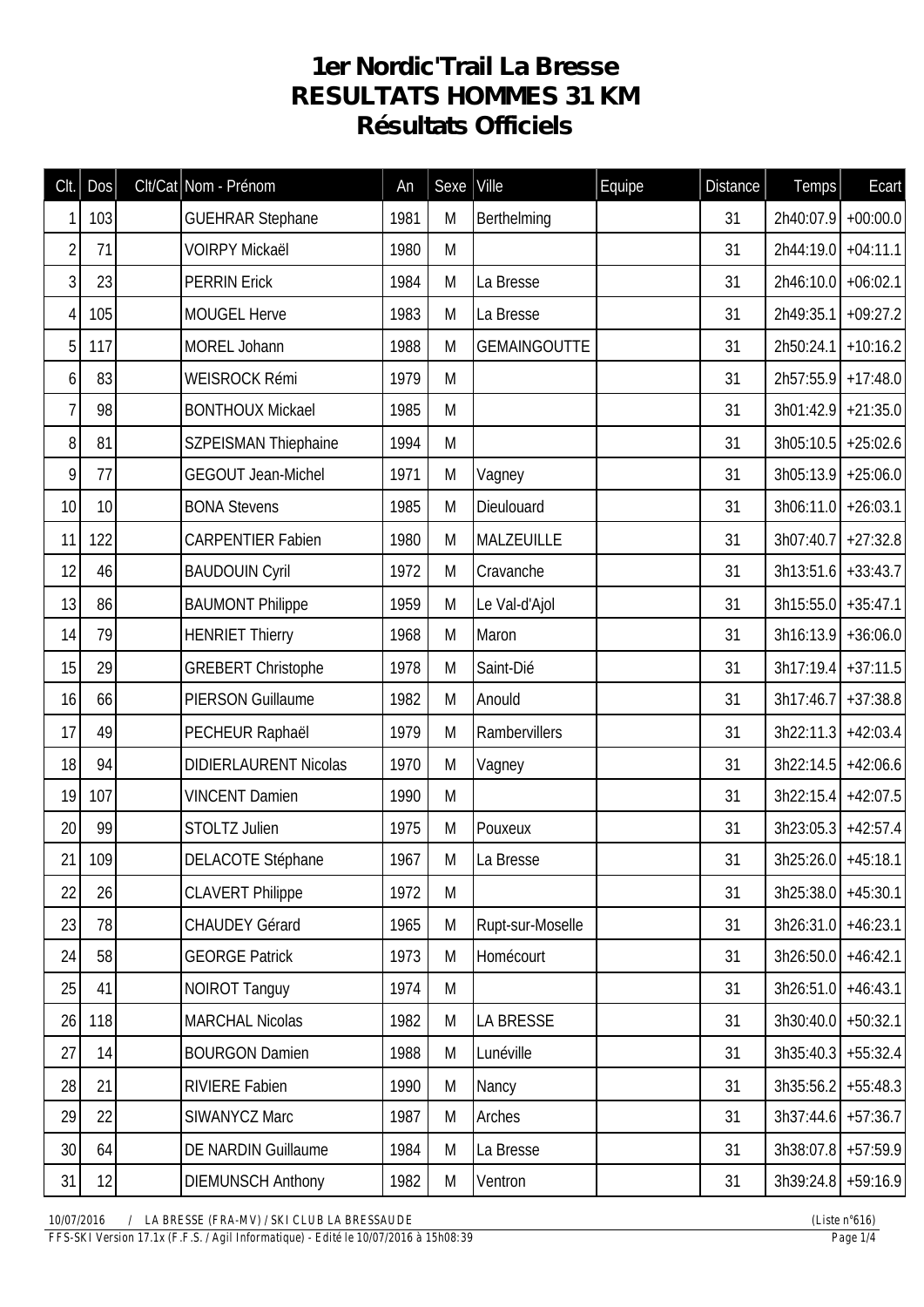# 1er Nordic'Trail La Bresse
# RESULTATS HOMMES 31 KM
# Résultats Officiels

| Clt. | Dos | Clt/Cat | Nom - Prénom | An | Sexe | Ville | Equipe | Distance | Temps | Ecart |
|---|---|---|---|---|---|---|---|---|---|---|
| 1 | 103 | | GUEHRAR Stephane | 1981 | M | Berthelming | | 31 | 2h40:07.9 | +00:00.0 |
| 2 | 71 | | VOIRPY Mickaël | 1980 | M | | | 31 | 2h44:19.0 | +04:11.1 |
| 3 | 23 | | PERRIN Erick | 1984 | M | La Bresse | | 31 | 2h46:10.0 | +06:02.1 |
| 4 | 105 | | MOUGEL Herve | 1983 | M | La Bresse | | 31 | 2h49:35.1 | +09:27.2 |
| 5 | 117 | | MOREL Johann | 1988 | M | GEMAINGOUTTE | | 31 | 2h50:24.1 | +10:16.2 |
| 6 | 83 | | WEISROCK Rémi | 1979 | M | | | 31 | 2h57:55.9 | +17:48.0 |
| 7 | 98 | | BONTHOUX Mickael | 1985 | M | | | 31 | 3h01:42.9 | +21:35.0 |
| 8 | 81 | | SZPEISMAN Thiephaine | 1994 | M | | | 31 | 3h05:10.5 | +25:02.6 |
| 9 | 77 | | GEGOUT Jean-Michel | 1971 | M | Vagney | | 31 | 3h05:13.9 | +25:06.0 |
| 10 | 10 | | BONA Stevens | 1985 | M | Dieulouard | | 31 | 3h06:11.0 | +26:03.1 |
| 11 | 122 | | CARPENTIER Fabien | 1980 | M | MALZEUILLE | | 31 | 3h07:40.7 | +27:32.8 |
| 12 | 46 | | BAUDOUIN Cyril | 1972 | M | Cravanche | | 31 | 3h13:51.6 | +33:43.7 |
| 13 | 86 | | BAUMONT Philippe | 1959 | M | Le Val-d'Ajol | | 31 | 3h15:55.0 | +35:47.1 |
| 14 | 79 | | HENRIET Thierry | 1968 | M | Maron | | 31 | 3h16:13.9 | +36:06.0 |
| 15 | 29 | | GREBERT Christophe | 1978 | M | Saint-Dié | | 31 | 3h17:19.4 | +37:11.5 |
| 16 | 66 | | PIERSON Guillaume | 1982 | M | Anould | | 31 | 3h17:46.7 | +37:38.8 |
| 17 | 49 | | PECHEUR Raphaël | 1979 | M | Rambervillers | | 31 | 3h22:11.3 | +42:03.4 |
| 18 | 94 | | DIDIERLAURENT Nicolas | 1970 | M | Vagney | | 31 | 3h22:14.5 | +42:06.6 |
| 19 | 107 | | VINCENT Damien | 1990 | M | | | 31 | 3h22:15.4 | +42:07.5 |
| 20 | 99 | | STOLTZ Julien | 1975 | M | Pouxeux | | 31 | 3h23:05.3 | +42:57.4 |
| 21 | 109 | | DELACOTE Stéphane | 1967 | M | La Bresse | | 31 | 3h25:26.0 | +45:18.1 |
| 22 | 26 | | CLAVERT Philippe | 1972 | M | | | 31 | 3h25:38.0 | +45:30.1 |
| 23 | 78 | | CHAUDEY Gérard | 1965 | M | Rupt-sur-Moselle | | 31 | 3h26:31.0 | +46:23.1 |
| 24 | 58 | | GEORGE Patrick | 1973 | M | Homécourt | | 31 | 3h26:50.0 | +46:42.1 |
| 25 | 41 | | NOIROT Tanguy | 1974 | M | | | 31 | 3h26:51.0 | +46:43.1 |
| 26 | 118 | | MARCHAL Nicolas | 1982 | M | LA BRESSE | | 31 | 3h30:40.0 | +50:32.1 |
| 27 | 14 | | BOURGON Damien | 1988 | M | Lunéville | | 31 | 3h35:40.3 | +55:32.4 |
| 28 | 21 | | RIVIERE Fabien | 1990 | M | Nancy | | 31 | 3h35:56.2 | +55:48.3 |
| 29 | 22 | | SIWANYCZ Marc | 1987 | M | Arches | | 31 | 3h37:44.6 | +57:36.7 |
| 30 | 64 | | DE NARDIN Guillaume | 1984 | M | La Bresse | | 31 | 3h38:07.8 | +57:59.9 |
| 31 | 12 | | DIEMUNSCH Anthony | 1982 | M | Ventron | | 31 | 3h39:24.8 | +59:16.9 |

10/07/2016 / LA BRESSE (FRA-MV) / SKI CLUB LA BRESSAUDE (Liste n°616)

FFS-SKI Version 17.1x (F.F.S. / Agil Informatique) - Edité le 10/07/2016 à 15h08:39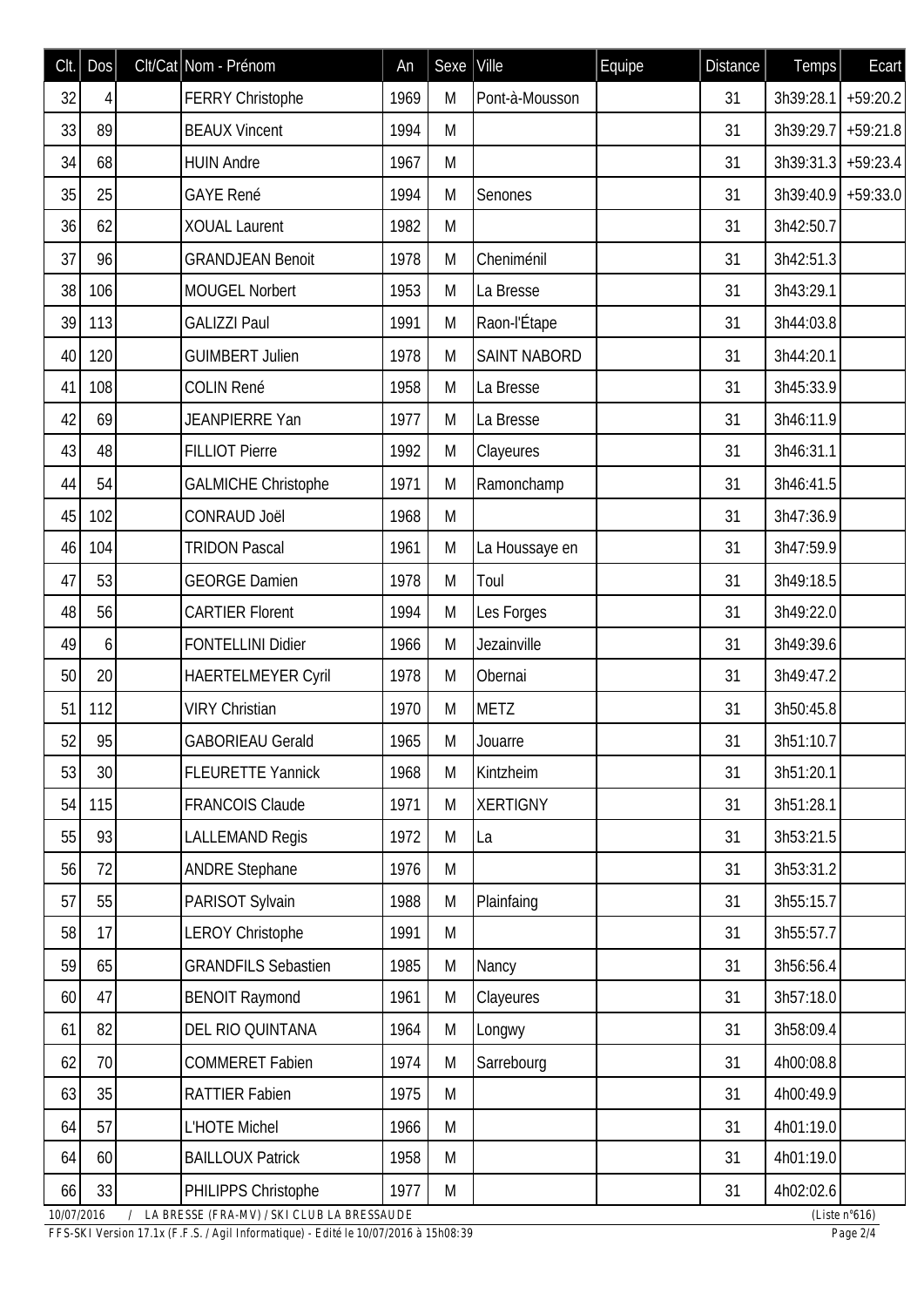| Clt. | Dos | Clt/Cat | Nom - Prénom | An | Sexe | Ville | Equipe | Distance | Temps | Ecart |
|---|---|---|---|---|---|---|---|---|---|---|
| 32 | 4 | | FERRY Christophe | 1969 | M | Pont-à-Mousson | | 31 | 3h39:28.1 | +59:20.2 |
| 33 | 89 | | BEAUX Vincent | 1994 | M | | | 31 | 3h39:29.7 | +59:21.8 |
| 34 | 68 | | HUIN Andre | 1967 | M | | | 31 | 3h39:31.3 | +59:23.4 |
| 35 | 25 | | GAYE René | 1994 | M | Senones | | 31 | 3h39:40.9 | +59:33.0 |
| 36 | 62 | | XOUAL Laurent | 1982 | M | | | 31 | 3h42:50.7 | |
| 37 | 96 | | GRANDJEAN Benoit | 1978 | M | Cheniménil | | 31 | 3h42:51.3 | |
| 38 | 106 | | MOUGEL Norbert | 1953 | M | La Bresse | | 31 | 3h43:29.1 | |
| 39 | 113 | | GALIZZI Paul | 1991 | M | Raon-l'Étape | | 31 | 3h44:03.8 | |
| 40 | 120 | | GUIMBERT Julien | 1978 | M | SAINT NABORD | | 31 | 3h44:20.1 | |
| 41 | 108 | | COLIN René | 1958 | M | La Bresse | | 31 | 3h45:33.9 | |
| 42 | 69 | | JEANPIERRE Yan | 1977 | M | La Bresse | | 31 | 3h46:11.9 | |
| 43 | 48 | | FILLIOT Pierre | 1992 | M | Clayeures | | 31 | 3h46:31.1 | |
| 44 | 54 | | GALMICHE Christophe | 1971 | M | Ramonchamp | | 31 | 3h46:41.5 | |
| 45 | 102 | | CONRAUD Joël | 1968 | M | | | 31 | 3h47:36.9 | |
| 46 | 104 | | TRIDON Pascal | 1961 | M | La Houssaye en | | 31 | 3h47:59.9 | |
| 47 | 53 | | GEORGE Damien | 1978 | M | Toul | | 31 | 3h49:18.5 | |
| 48 | 56 | | CARTIER Florent | 1994 | M | Les Forges | | 31 | 3h49:22.0 | |
| 49 | 6 | | FONTELLINI Didier | 1966 | M | Jezainville | | 31 | 3h49:39.6 | |
| 50 | 20 | | HAERTELMEYER Cyril | 1978 | M | Obernai | | 31 | 3h49:47.2 | |
| 51 | 112 | | VIRY Christian | 1970 | M | METZ | | 31 | 3h50:45.8 | |
| 52 | 95 | | GABORIEAU Gerald | 1965 | M | Jouarre | | 31 | 3h51:10.7 | |
| 53 | 30 | | FLEURETTE Yannick | 1968 | M | Kintzheim | | 31 | 3h51:20.1 | |
| 54 | 115 | | FRANCOIS Claude | 1971 | M | XERTIGNY | | 31 | 3h51:28.1 | |
| 55 | 93 | | LALLEMAND Regis | 1972 | M | La | | 31 | 3h53:21.5 | |
| 56 | 72 | | ANDRE Stephane | 1976 | M | | | 31 | 3h53:31.2 | |
| 57 | 55 | | PARISOT Sylvain | 1988 | M | Plainfaing | | 31 | 3h55:15.7 | |
| 58 | 17 | | LEROY Christophe | 1991 | M | | | 31 | 3h55:57.7 | |
| 59 | 65 | | GRANDFILS Sebastien | 1985 | M | Nancy | | 31 | 3h56:56.4 | |
| 60 | 47 | | BENOIT Raymond | 1961 | M | Clayeures | | 31 | 3h57:18.0 | |
| 61 | 82 | | DEL RIO QUINTANA | 1964 | M | Longwy | | 31 | 3h58:09.4 | |
| 62 | 70 | | COMMERET Fabien | 1974 | M | Sarrebourg | | 31 | 4h00:08.8 | |
| 63 | 35 | | RATTIER Fabien | 1975 | M | | | 31 | 4h00:49.9 | |
| 64 | 57 | | L'HOTE Michel | 1966 | M | | | 31 | 4h01:19.0 | |
| 64 | 60 | | BAILLOUX Patrick | 1958 | M | | | 31 | 4h01:19.0 | |
| 66 | 33 | | PHILIPPS Christophe | 1977 | M | | | 31 | 4h02:02.6 | |

10/07/2016 / LA BRESSE (FRA-MV) / SKI CLUB LA BRESSAUDE (Liste n°616)

FFS-SKI Version 17.1x (F.F.S. / Agil Informatique) - Edité le 10/07/2016 à 15h08:39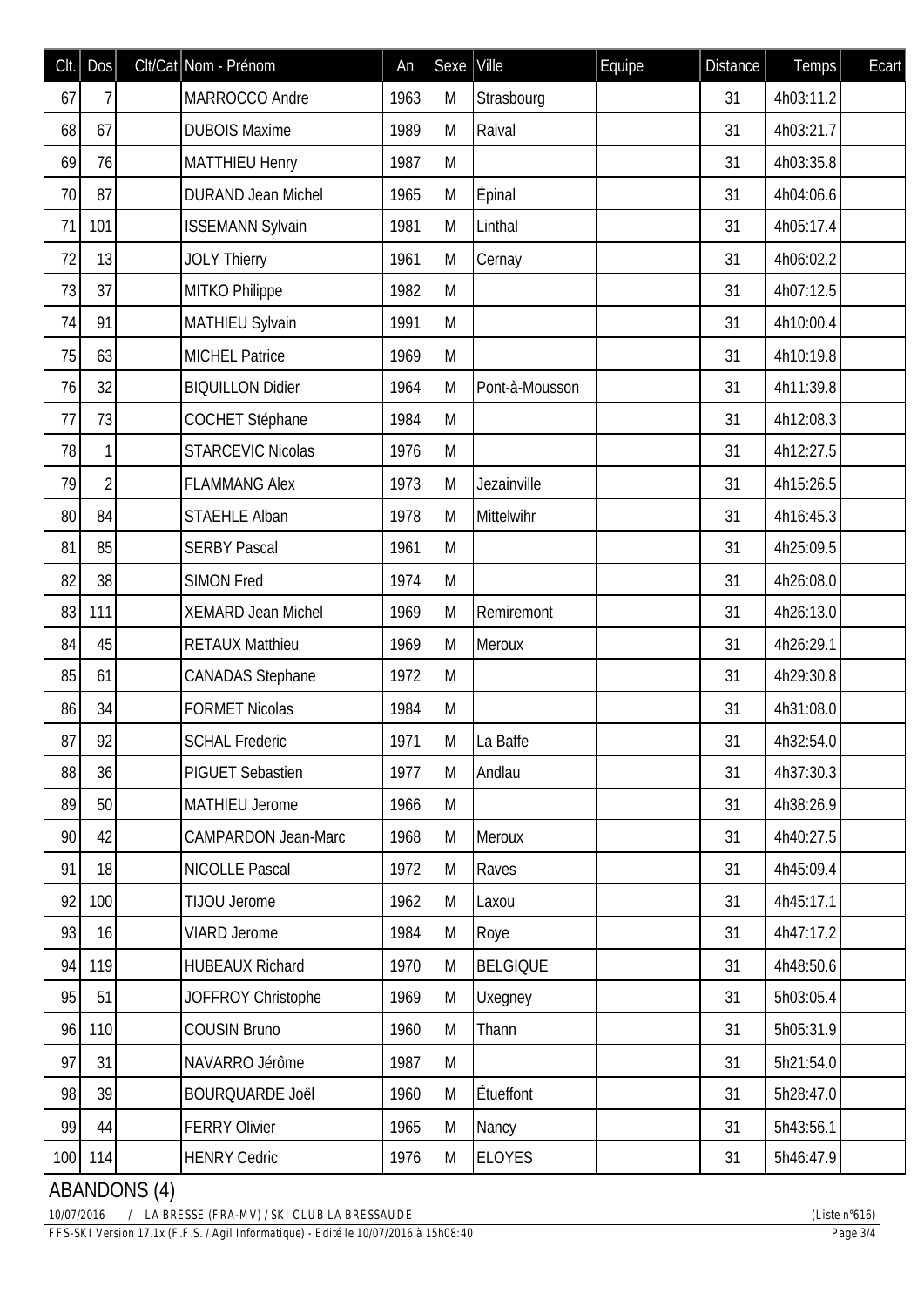| Clt. | Dos | Clt/Cat | Nom - Prénom | An | Sexe | Ville | Equipe | Distance | Temps | Ecart |
|---|---|---|---|---|---|---|---|---|---|---|
| 67 | 7 | | MARROCCO Andre | 1963 | M | Strasbourg | | 31 | 4h03:11.2 | |
| 68 | 67 | | DUBOIS Maxime | 1989 | M | Raival | | 31 | 4h03:21.7 | |
| 69 | 76 | | MATTHIEU Henry | 1987 | M | | | 31 | 4h03:35.8 | |
| 70 | 87 | | DURAND Jean Michel | 1965 | M | Épinal | | 31 | 4h04:06.6 | |
| 71 | 101 | | ISSEMANN Sylvain | 1981 | M | Linthal | | 31 | 4h05:17.4 | |
| 72 | 13 | | JOLY Thierry | 1961 | M | Cernay | | 31 | 4h06:02.2 | |
| 73 | 37 | | MITKO Philippe | 1982 | M | | | 31 | 4h07:12.5 | |
| 74 | 91 | | MATHIEU Sylvain | 1991 | M | | | 31 | 4h10:00.4 | |
| 75 | 63 | | MICHEL Patrice | 1969 | M | | | 31 | 4h10:19.8 | |
| 76 | 32 | | BIQUILLON Didier | 1964 | M | Pont-à-Mousson | | 31 | 4h11:39.8 | |
| 77 | 73 | | COCHET Stéphane | 1984 | M | | | 31 | 4h12:08.3 | |
| 78 | 1 | | STARCEVIC Nicolas | 1976 | M | | | 31 | 4h12:27.5 | |
| 79 | 2 | | FLAMMANG Alex | 1973 | M | Jezainville | | 31 | 4h15:26.5 | |
| 80 | 84 | | STAEHLE Alban | 1978 | M | Mittelwihr | | 31 | 4h16:45.3 | |
| 81 | 85 | | SERBY Pascal | 1961 | M | | | 31 | 4h25:09.5 | |
| 82 | 38 | | SIMON Fred | 1974 | M | | | 31 | 4h26:08.0 | |
| 83 | 111 | | XEMARD Jean Michel | 1969 | M | Remiremont | | 31 | 4h26:13.0 | |
| 84 | 45 | | RETAUX Matthieu | 1969 | M | Meroux | | 31 | 4h26:29.1 | |
| 85 | 61 | | CANADAS Stephane | 1972 | M | | | 31 | 4h29:30.8 | |
| 86 | 34 | | FORMET Nicolas | 1984 | M | | | 31 | 4h31:08.0 | |
| 87 | 92 | | SCHAL Frederic | 1971 | M | La Baffe | | 31 | 4h32:54.0 | |
| 88 | 36 | | PIGUET Sebastien | 1977 | M | Andlau | | 31 | 4h37:30.3 | |
| 89 | 50 | | MATHIEU Jerome | 1966 | M | | | 31 | 4h38:26.9 | |
| 90 | 42 | | CAMPARDON Jean-Marc | 1968 | M | Meroux | | 31 | 4h40:27.5 | |
| 91 | 18 | | NICOLLE Pascal | 1972 | M | Raves | | 31 | 4h45:09.4 | |
| 92 | 100 | | TIJOU Jerome | 1962 | M | Laxou | | 31 | 4h45:17.1 | |
| 93 | 16 | | VIARD Jerome | 1984 | M | Roye | | 31 | 4h47:17.2 | |
| 94 | 119 | | HUBEAUX Richard | 1970 | M | BELGIQUE | | 31 | 4h48:50.6 | |
| 95 | 51 | | JOFFROY Christophe | 1969 | M | Uxegney | | 31 | 5h03:05.4 | |
| 96 | 110 | | COUSIN Bruno | 1960 | M | Thann | | 31 | 5h05:31.9 | |
| 97 | 31 | | NAVARRO Jérôme | 1987 | M | | | 31 | 5h21:54.0 | |
| 98 | 39 | | BOURQUARDE Joël | 1960 | M | Étueffont | | 31 | 5h28:47.0 | |
| 99 | 44 | | FERRY Olivier | 1965 | M | Nancy | | 31 | 5h43:56.1 | |
| 100 | 114 | | HENRY Cedric | 1976 | M | ELOYES | | 31 | 5h46:47.9 | |

ABANDONS (4)

10/07/2016 / LA BRESSE (FRA-MV) / SKI CLUB LA BRESSAUDE (Liste n°616)

FFS-SKI Version 17.1x (F.F.S. / Agil Informatique) - Edité le 10/07/2016 à 15h08:40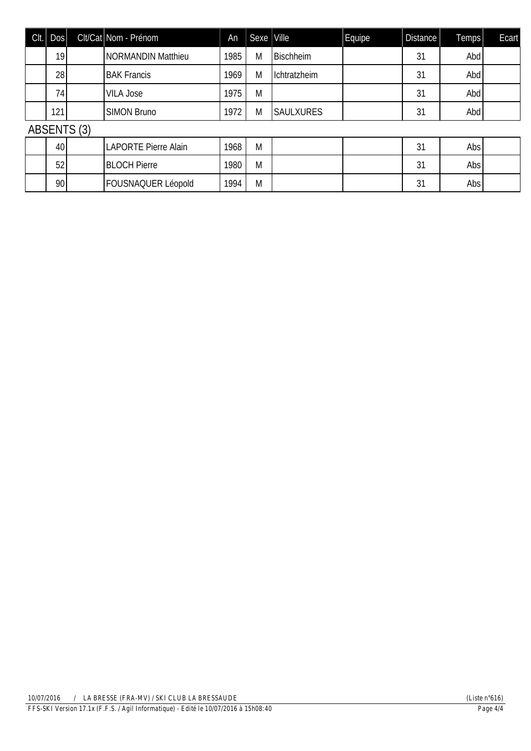| Clt. | Dos | Clt/Cat | Nom - Prénom | An | Sexe | Ville | Equipe | Distance | Temps | Ecart |
|---|---|---|---|---|---|---|---|---|---|---|
| | 19 | | NORMANDIN Matthieu | 1985 | M | Bischheim | | 31 | Abd | |
| | 28 | | BAK Francis | 1969 | M | Ichtratzheim | | 31 | Abd | |
| | 74 | | VILA Jose | 1975 | M | | | 31 | Abd | |
| | 121 | | SIMON Bruno | 1972 | M | SAULXURES | | 31 | Abd | |

## ABSENTS (3)

| Clt. | Dos | Clt/Cat | Nom - Prénom | An | Sexe | Ville | Equipe | Distance | Temps | Ecart |
|---|---|---|---|---|---|---|---|---|---|---|
| | 40 | | LAPORTE Pierre Alain | 1968 | M | | | 31 | Abs | |
| | 52 | | BLOCH Pierre | 1980 | M | | | 31 | Abs | |
| | 90 | | FOUSNAQUER Léopold | 1994 | M | | | 31 | Abs | |